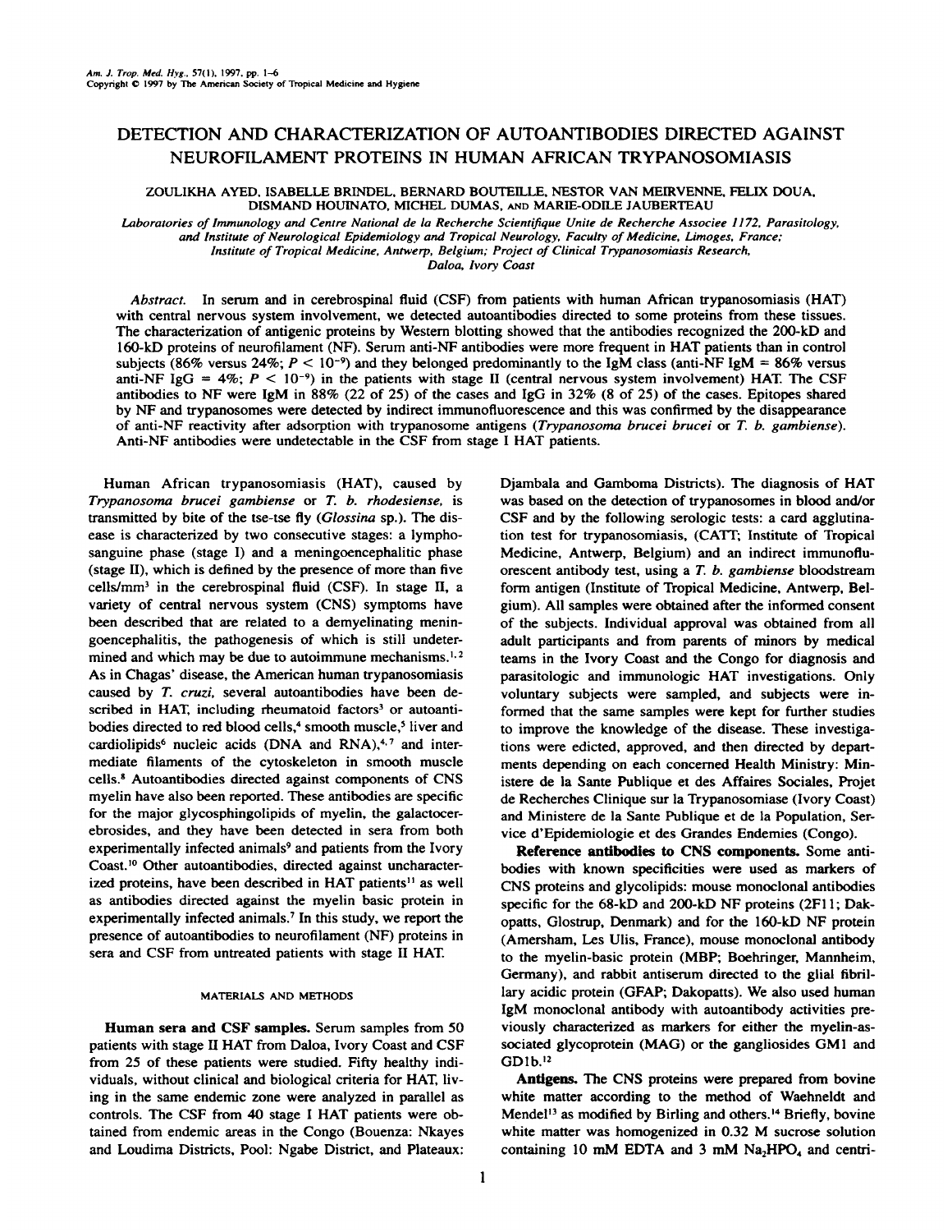# DETECTION AND CHARACTERIZATION OF AUTOANTIBODIES DIRECTED AGAINST NEUROFILAMENT PROTEINS IN HUMAN AFRICAN TRYPANOSOMIASIS

ZOULIKHA AYED, ISABELLE BRINDEL, BERNARD BOUTEILLE, NESTOR VAN MEIRVENNE, FELIX DOUA, DISMAND HOUINATO, MICHEL DUMAS, AND MARIE-ODILE JAUBERTEAU

*Laboratories of Immunology and Centre National de la Recherche Scientifique Unite de Recherche Associee 1172, Parasitology, and Institute of Neurological Epidemiology and Tropical Neurology, Faculty of Medicine, Limoges, France; Institute of Tropical Medicine, Antwerp, Belgium; Project of Clinical Trypanosomiasis Research, Daloa, Ivory Coast*

*Abstract.* In serum and in cerebrospinal fluid (CSF) from patients with human African trypanosomiasis (HAT) with central nervous system involvement, we detected autoantibodies directed to some proteins from these tissues. The characterization of antigenic proteins by Western blotting showed that the antibodies recognized the 200-kD and 160-kD proteins of neurofilament (NF). Serum anti-NF antibodies were more frequent in HAT patients than in control subjects (86% versus 24%; $P < 10^{-9}$) and they belonged predominantly to the IgM class (anti-NF IgM = 86% versus anti-NF IgG = 4%; $P < 10^{-9}$) in the patients with stage II (central nervous system involvement) HAT. The CSF antibodies to NF were IgM in 88% (22 of 25) of the cases and IgG in 32% (8 of 25) of the cases. Epitopes shared by NF and trypanosomes were detected by indirect immunofluorescence and this was confirmed by the disappearance of anti-NF reactivity after adsorption with trypanosome antigens (*Trypanosoma brucei brucei* or *T. b. gambiense*). Anti-NF antibodies were undetectable in the CSF from stage I HAT patients.

Human African trypanosomiasis (HAT), caused by *Trypanosoma brucei gambiense* or *T. b. rhodesiense*, is transmitted by bite of the tse-tse fly (*Glossina* sp.). The disease is characterized by two consecutive stages: a lymphosanguine phase (stage I) and a meningoencephalitic phase (stage II), which is defined by the presence of more than five cells/mm$^3$ in the cerebrospinal fluid (CSF). In stage II, a variety of central nervous system (CNS) symptoms have been described that are related to a demyelinating meningoencephalitis, the pathogenesis of which is still undetermined and which may be due to autoimmune mechanisms.[1,2] As in Chagas' disease, the American human trypanosomiasis caused by *T. cruzi*, several autoantibodies have been described in HAT, including rheumatoid factors[3] or autoantibodies directed to red blood cells,[4] smooth muscle,[5] liver and cardiolipids[6] nucleic acids (DNA and RNA),[4,7] and intermediate filaments of the cytoskeleton in smooth muscle cells.[8] Autoantibodies directed against components of CNS myelin have also been reported. These antibodies are specific for the major glycosphingolipids of myelin, the galactocerebrosides, and they have been detected in sera from both experimentally infected animals[9] and patients from the Ivory Coast.[10] Other autoantibodies, directed against uncharacterized proteins, have been described in HAT patients[11] as well as antibodies directed against the myelin basic protein in experimentally infected animals.[7] In this study, we report the presence of autoantibodies to neurofilament (NF) proteins in sera and CSF from untreated patients with stage II HAT.

## MATERIALS AND METHODS

**Human sera and CSF samples.** Serum samples from 50 patients with stage II HAT from Daloa, Ivory Coast and CSF from 25 of these patients were studied. Fifty healthy individuals, without clinical and biological criteria for HAT, living in the same endemic zone were analyzed in parallel as controls. The CSF from 40 stage I HAT patients were obtained from endemic areas in the Congo (Bouenza: Nkayes and Loudima Districts, Pool: Ngabe District, and Plateaux: Djambala and Gamboma Districts). The diagnosis of HAT was based on the detection of trypanosomes in blood and/or CSF and by the following serologic tests: a card agglutination test for trypanosomiasis, (CATT; Institute of Tropical Medicine, Antwerp, Belgium) and an indirect immunofluorescent antibody test, using a *T. b. gambiense* bloodstream form antigen (Institute of Tropical Medicine, Antwerp, Belgium). All samples were obtained after the informed consent of the subjects. Individual approval was obtained from all adult participants and from parents of minors by medical teams in the Ivory Coast and the Congo for diagnosis and parasitologic and immunologic HAT investigations. Only voluntary subjects were sampled, and subjects were informed that the same samples were kept for further studies to improve the knowledge of the disease. These investigations were edicted, approved, and then directed by departments depending on each concerned Health Ministry: Ministere de la Sante Publique et des Affaires Sociales, Projet de Recherches Clinique sur la Trypanosomiase (Ivory Coast) and Ministere de la Sante Publique et de la Population, Service d'Epidemiologie et des Grandes Endemies (Congo).

**Reference antibodies to CNS components.** Some antibodies with known specificities were used as markers of CNS proteins and glycolipids: mouse monoclonal antibodies specific for the 68-kD and 200-kD NF proteins (2F11; Dakopatts, Glostrup, Denmark) and for the 160-kD NF protein (Amersham, Les Ulis, France), mouse monoclonal antibody to the myelin-basic protein (MBP; Boehringer, Mannheim, Germany), and rabbit antiserum directed to the glial fibrillary acidic protein (GFAP; Dakopatts). We also used human IgM monoclonal antibody with autoantibody activities previously characterized as markers for either the myelin-associated glycoprotein (MAG) or the gangliosides GM1 and GD1b.[12]

**Antigens.** The CNS proteins were prepared from bovine white matter according to the method of Waehneldt and Mendel[13] as modified by Birling and others.[14] Briefly, bovine white matter was homogenized in 0.32 M sucrose solution containing 10 mM EDTA and 3 mM $Na_2HPO_4$ and centri-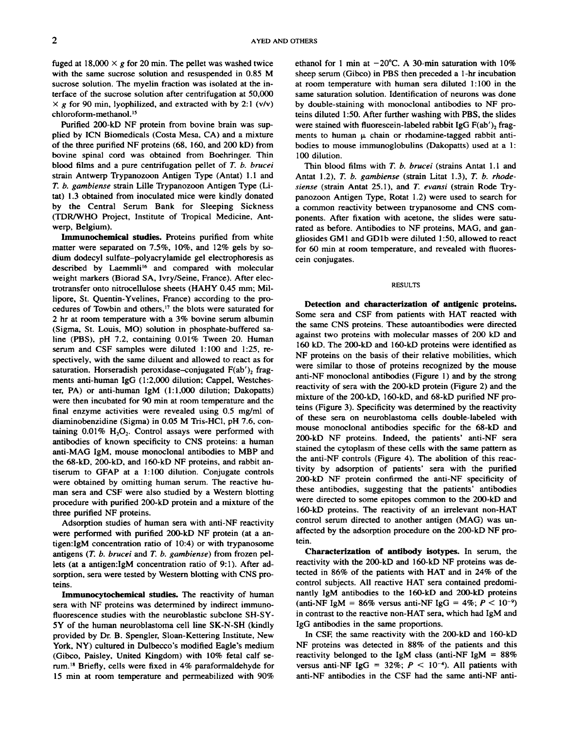fuged at 18,000 × g for 20 min. The pellet was washed twice with the same sucrose solution and resuspended in 0.85 M sucrose solution. The myelin fraction was isolated at the interface of the sucrose solution after centrifugation at 50,000 × g for 90 min, lyophilized, and extracted with by 2:1 (v/v) chloroform-methanol.[15]

Purified 200-kD NF protein from bovine brain was supplied by ICN Biomedicals (Costa Mesa, CA) and a mixture of the three purified NF proteins (68, 160, and 200 kD) from bovine spinal cord was obtained from Boehringer. Thin blood films and a pure centrifugation pellet of *T. b. brucei* strain Antwerp Trypanozoon Antigen Type (Antat) 1.1 and *T. b. gambiense* strain Lille Trypanozoon Antigen Type (Litat) 1.3 obtained from inoculated mice were kindly donated by the Central Serum Bank for Sleeping Sickness (TDR/WHO Project, Institute of Tropical Medicine, Antwerp, Belgium).

**Immunochemical studies.** Proteins purified from white matter were separated on 7.5%, 10%, and 12% gels by sodium dodecyl sulfate–polyacrylamide gel electrophoresis as described by Laemmli[16] and compared with molecular weight markers (Biorad SA, Ivry/Seine, France). After electrotransfer onto nitrocellulose sheets (HAHY 0.45 mm; Millipore, St. Quentin-Yvelines, France) according to the procedures of Towbin and others,[17] the blots were saturated for 2 hr at room temperature with a 3% bovine serum albumin (Sigma, St. Louis, MO) solution in phosphate-buffered saline (PBS), pH 7.2, containing 0.01% Tween 20. Human serum and CSF samples were diluted 1:100 and 1:25, respectively, with the same diluent and allowed to react as for saturation. Horseradish peroxidase–conjugated $F(ab')_2$ fragments anti-human IgG (1:2,000 dilution; Cappel, Westchester, PA) or anti-human IgM (1:1,000 dilution; Dakopatts) were then incubated for 90 min at room temperature and the final enzyme activities were revealed using 0.5 mg/ml of diaminobenzidine (Sigma) in 0.05 M Tris-HCl, pH 7.6, containing 0.01% $H_2O_2$. Control assays were performed with antibodies of known specificity to CNS proteins: a human anti-MAG IgM, mouse monoclonal antibodies to MBP and the 68-kD, 200-kD, and 160-kD NF proteins, and rabbit antiserum to GFAP at a 1:100 dilution. Conjugate controls were obtained by omitting human serum. The reactive human sera and CSF were also studied by a Western blotting procedure with purified 200-kD protein and a mixture of the three purified NF proteins.

Adsorption studies of human sera with anti-NF reactivity were performed with purified 200-kD NF protein (at a antigen:IgM concentration ratio of 10:4) or with trypanosome antigens (*T. b. brucei* and *T. b. gambiense*) from frozen pellets (at a antigen:IgM concentration ratio of 9:1). After adsorption, sera were tested by Western blotting with CNS proteins.

**Immunocytochemical studies.** The reactivity of human sera with NF proteins was determined by indirect immunofluorescence studies with the neuroblastic subclone SH-SY-5Y of the human neuroblastoma cell line SK-N-SH (kindly provided by Dr. B. Spengler, Sloan-Kettering Institute, New York, NY) cultured in Dulbecco's modified Eagle's medium (Gibco, Paisley, United Kingdom) with 10% fetal calf serum.[18] Briefly, cells were fixed in 4% paraformaldehyde for 15 min at room temperature and permeabilized with 90% ethanol for 1 min at −20°C. A 30-min saturation with 10% sheep serum (Gibco) in PBS then preceded a 1-hr incubation at room temperature with human sera diluted 1:100 in the same saturation solution. Identification of neurons was done by double-staining with monoclonal antibodies to NF proteins diluted 1:50. After further washing with PBS, the slides were stained with fluorescein-labeled rabbit IgG $F(ab')_2$ fragments to human μ chain or rhodamine-tagged rabbit antibodies to mouse immunoglobulins (Dakopatts) used at a 1:100 dilution.

Thin blood films with *T. b. brucei* (strains Antat 1.1 and Antat 1.2), *T. b. gambiense* (strain Litat 1.3), *T. b. rhodesiense* (strain Antat 25.1), and *T. evansi* (strain Rode Trypanozoon Antigen Type, Rotat 1.2) were used to search for a common reactivity between trypanosome and CNS components. After fixation with acetone, the slides were saturated as before. Antibodies to NF proteins, MAG, and gangliosides GM1 and GD1b were diluted 1:50, allowed to react for 60 min at room temperature, and revealed with fluorescein conjugates.

## RESULTS

**Detection and characterization of antigenic proteins.** Some sera and CSF from patients with HAT reacted with the same CNS proteins. These autoantibodies were directed against two proteins with molecular masses of 200 kD and 160 kD. The 200-kD and 160-kD proteins were identified as NF proteins on the basis of their relative mobilities, which were similar to those of proteins recognized by the mouse anti-NF monoclonal antibodies (Figure 1) and by the strong reactivity of sera with the 200-kD protein (Figure 2) and the mixture of the 200-kD, 160-kD, and 68-kD purified NF proteins (Figure 3). Specificity was determined by the reactivity of these sera on neuroblastoma cells double-labeled with mouse monoclonal antibodies specific for the 68-kD and 200-kD NF proteins. Indeed, the patients' anti-NF sera stained the cytoplasm of these cells with the same pattern as the anti-NF controls (Figure 4). The abolition of this reactivity by adsorption of patients' sera with the purified 200-kD NF protein confirmed the anti-NF specificity of these antibodies, suggesting that the patients' antibodies were directed to some epitopes common to the 200-kD and 160-kD proteins. The reactivity of an irrelevant non-HAT control serum directed to another antigen (MAG) was unaffected by the adsorption procedure on the 200-kD NF protein.

**Characterization of antibody isotypes.** In serum, the reactivity with the 200-kD and 160-kD NF proteins was detected in 86% of the patients with HAT and in 24% of the control subjects. All reactive HAT sera contained predominantly IgM antibodies to the 160-kD and 200-kD proteins (anti-NF IgM = 86% versus anti-NF IgG = 4%; $P < 10^{-9}$) in contrast to the reactive non-HAT sera, which had IgM and IgG antibodies in the same proportions.

In CSF, the same reactivity with the 200-kD and 160-kD NF proteins was detected in 88% of the patients and this reactivity belonged to the IgM class (anti-NF IgM = 88% versus anti-NF IgG = 32%; $P < 10^{-4}$). All patients with anti-NF antibodies in the CSF had the same anti-NF anti-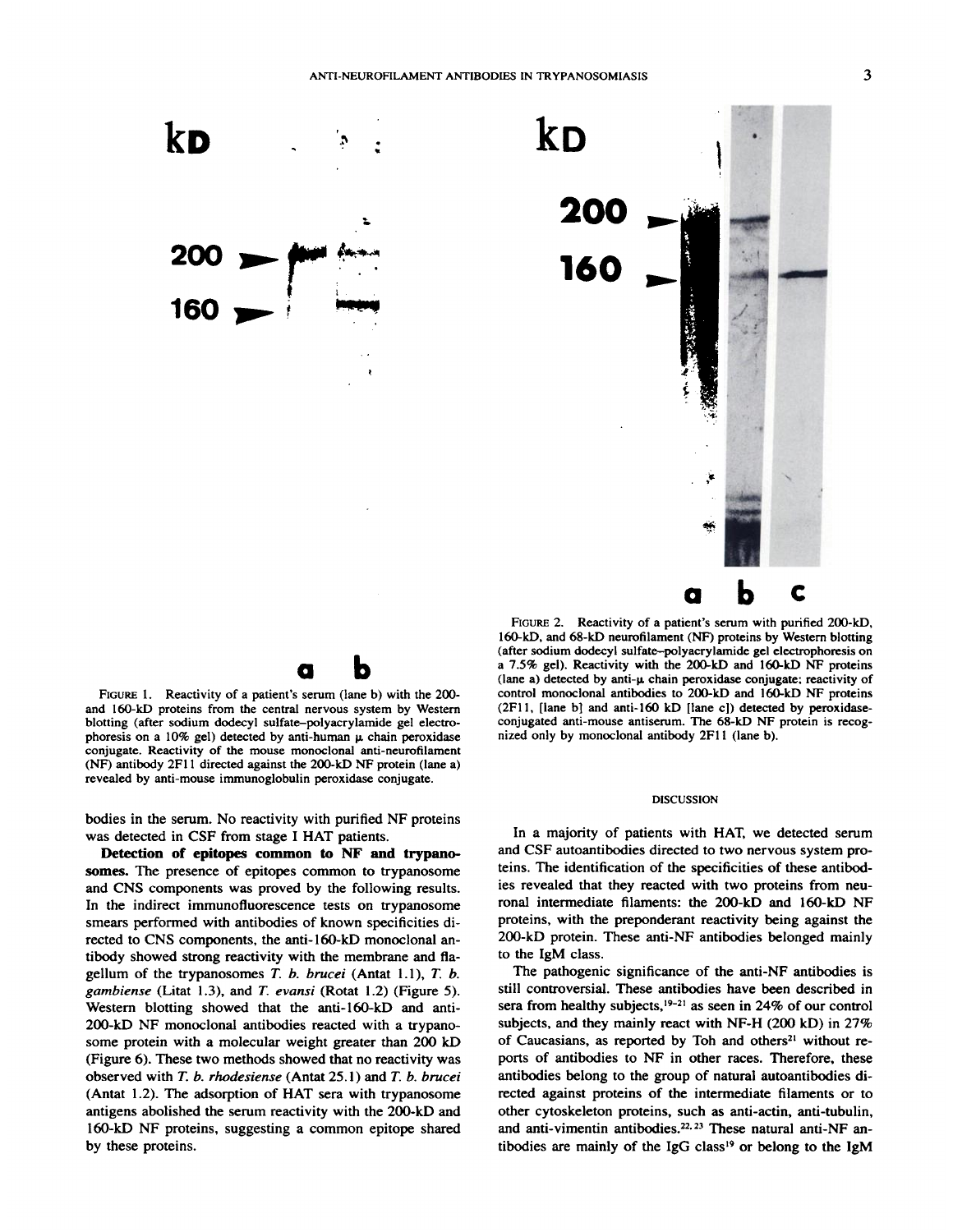FIGURE 1. Reactivity of a patient's serum (lane b) with the 200- and 160-kD proteins from the central nervous system by Western blotting (after sodium dodecyl sulfate–polyacrylamide gel electrophoresis on a 10% gel) detected by anti-human μ chain peroxidase conjugate. Reactivity of the mouse monoclonal anti-neurofilament (NF) antibody 2F11 directed against the 200-kD NF protein (lane a) revealed by anti-mouse immunoglobulin peroxidase conjugate.

FIGURE 2. Reactivity of a patient's serum with purified 200-kD, 160-kD, and 68-kD neurofilament (NF) proteins by Western blotting (after sodium dodecyl sulfate–polyacrylamide gel electrophoresis on a 7.5% gel). Reactivity with the 200-kD and 160-kD NF proteins (lane a) detected by anti-μ chain peroxidase conjugate; reactivity of control monoclonal antibodies to 200-kD and 160-kD NF proteins (2F11, [lane b] and anti-160 kD [lane c]) detected by peroxidase-conjugated anti-mouse antiserum. The 68-kD NF protein is recognized only by monoclonal antibody 2F11 (lane b).

bodies in the serum. No reactivity with purified NF proteins was detected in CSF from stage I HAT patients.

**Detection of epitopes common to NF and trypanosomes.** The presence of epitopes common to trypanosome and CNS components was proved by the following results. In the indirect immunofluorescence tests on trypanosome smears performed with antibodies of known specificities directed to CNS components, the anti-160-kD monoclonal antibody showed strong reactivity with the membrane and flagellum of the trypanosomes *T. b. brucei* (Antat 1.1), *T. b. gambiense* (Litat 1.3), and *T. evansi* (Rotat 1.2) (Figure 5). Western blotting showed that the anti-160-kD and anti-200-kD NF monoclonal antibodies reacted with a trypanosome protein with a molecular weight greater than 200 kD (Figure 6). These two methods showed that no reactivity was observed with *T. b. rhodesiense* (Antat 25.1) and *T. b. brucei* (Antat 1.2). The adsorption of HAT sera with trypanosome antigens abolished the serum reactivity with the 200-kD and 160-kD NF proteins, suggesting a common epitope shared by these proteins.

## DISCUSSION

In a majority of patients with HAT, we detected serum and CSF autoantibodies directed to two nervous system proteins. The identification of the specificities of these antibodies revealed that they reacted with two proteins from neuronal intermediate filaments: the 200-kD and 160-kD NF proteins, with the preponderant reactivity being against the 200-kD protein. These anti-NF antibodies belonged mainly to the IgM class.

The pathogenic significance of the anti-NF antibodies is still controversial. These antibodies have been described in sera from healthy subjects,[19–21] as seen in 24% of our control subjects, and they mainly react with NF-H (200 kD) in 27% of Caucasians, as reported by Toh and others[21] without reports of antibodies to NF in other races. Therefore, these antibodies belong to the group of natural autoantibodies directed against proteins of the intermediate filaments or to other cytoskeleton proteins, such as anti-actin, anti-tubulin, and anti-vimentin antibodies.[22,23] These natural anti-NF antibodies are mainly of the IgG class[19] or belong to the IgM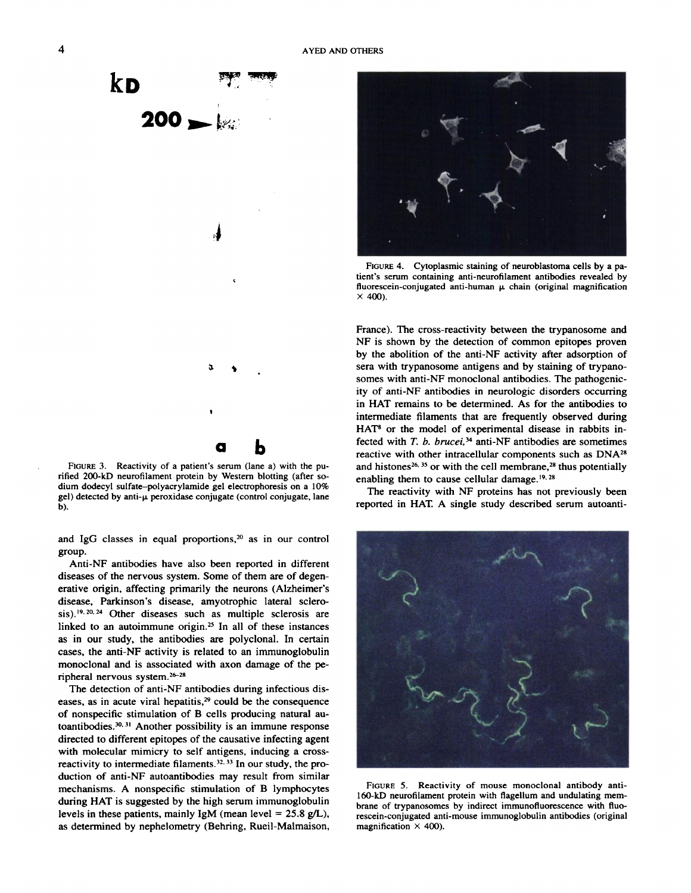FIGURE 3. Reactivity of a patient's serum (lane a) with the purified 200-kD neurofilament protein by Western blotting (after sodium dodecyl sulfate–polyacrylamide gel electrophoresis on a 10% gel) detected by anti-μ peroxidase conjugate (control conjugate, lane b).

FIGURE 4. Cytoplasmic staining of neuroblastoma cells by a patient's serum containing anti-neurofilament antibodies revealed by fluorescein-conjugated anti-human μ chain (original magnification × 400).

and IgG classes in equal proportions,[20] as in our control group.

Anti-NF antibodies have also been reported in different diseases of the nervous system. Some of them are of degenerative origin, affecting primarily the neurons (Alzheimer's disease, Parkinson's disease, amyotrophic lateral sclerosis).[19, 20, 24] Other diseases such as multiple sclerosis are linked to an autoimmune origin.[25] In all of these instances as in our study, the antibodies are polyclonal. In certain cases, the anti-NF activity is related to an immunoglobulin monoclonal and is associated with axon damage of the peripheral nervous system.[26–28]

The detection of anti-NF antibodies during infectious diseases, as in acute viral hepatitis,[29] could be the consequence of nonspecific stimulation of B cells producing natural autoantibodies.[30, 31] Another possibility is an immune response directed to different epitopes of the causative infecting agent with molecular mimicry to self antigens, inducing a cross-reactivity to intermediate filaments.[32, 33] In our study, the production of anti-NF autoantibodies may result from similar mechanisms. A nonspecific stimulation of B lymphocytes during HAT is suggested by the high serum immunoglobulin levels in these patients, mainly IgM (mean level = 25.8 g/L), as determined by nephelometry (Behring, Rueil-Malmaison, France). The cross-reactivity between the trypanosome and NF is shown by the detection of common epitopes proven by the abolition of the anti-NF activity after adsorption of sera with trypanosome antigens and by staining of trypanosomes with anti-NF monoclonal antibodies. The pathogenicity of anti-NF antibodies in neurologic disorders occurring in HAT remains to be determined. As for the antibodies to intermediate filaments that are frequently observed during HAT[8] or the model of experimental disease in rabbits infected with *T. b. brucei*,[34] anti-NF antibodies are sometimes reactive with other intracellular components such as DNA[28] and histones[26, 35] or with the cell membrane,[28] thus potentially enabling them to cause cellular damage.[19, 28]

The reactivity with NF proteins has not previously been reported in HAT. A single study described serum autoanti-

FIGURE 5. Reactivity of mouse monoclonal antibody anti-160-kD neurofilament protein with flagellum and undulating membrane of trypanosomes by indirect immunofluorescence with fluorescein-conjugated anti-mouse immunoglobulin antibodies (original magnification × 400).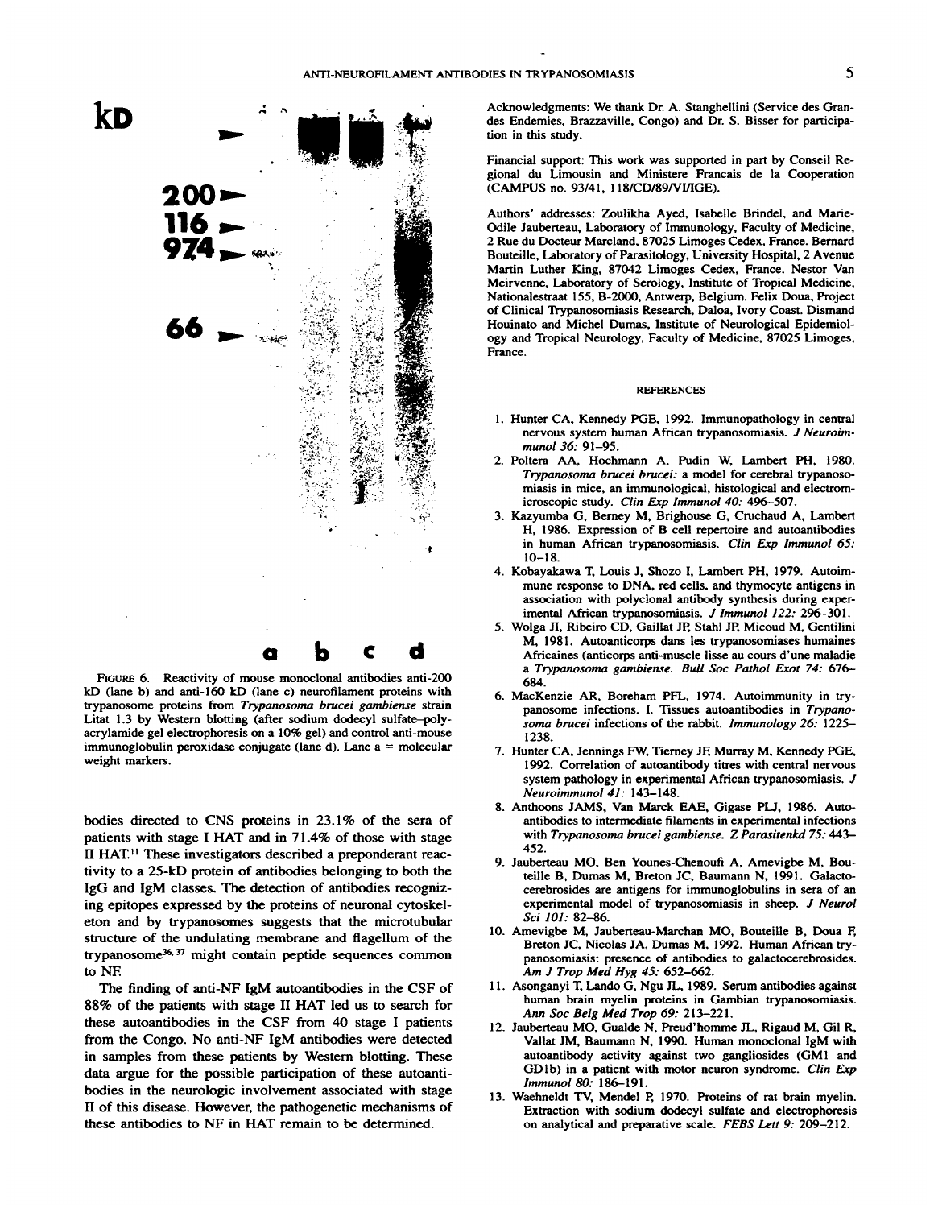FIGURE 6. Reactivity of mouse monoclonal antibodies anti-200 kD (lane b) and anti-160 kD (lane c) neurofilament proteins with trypanosome proteins from *Trypanosoma brucei gambiense* strain Litat 1.3 by Western blotting (after sodium dodecyl sulfate–polyacrylamide gel electrophoresis on a 10% gel) and control anti-mouse immunoglobulin peroxidase conjugate (lane d). Lane a = molecular weight markers.

bodies directed to CNS proteins in 23.1% of the sera of patients with stage I HAT and in 71.4% of those with stage II HAT.[11] These investigators described a preponderant reactivity to a 25-kD protein of antibodies belonging to both the IgG and IgM classes. The detection of antibodies recognizing epitopes expressed by the proteins of neuronal cytoskeleton and by trypanosomes suggests that the microtubular structure of the undulating membrane and flagellum of the trypanosome[36, 37] might contain peptide sequences common to NF.

The finding of anti-NF IgM autoantibodies in the CSF of 88% of the patients with stage II HAT led us to search for these autoantibodies in the CSF from 40 stage I patients from the Congo. No anti-NF IgM antibodies were detected in samples from these patients by Western blotting. These data argue for the possible participation of these autoantibodies in the neurologic involvement associated with stage II of this disease. However, the pathogenetic mechanisms of these antibodies to NF in HAT remain to be determined.

Acknowledgments: We thank Dr. A. Stanghellini (Service des Grandes Endemies, Brazzaville, Congo) and Dr. S. Bisser for participation in this study.

Financial support: This work was supported in part by Conseil Regional du Limousin and Ministere Francais de la Cooperation (CAMPUS no. 93/41, 118/CD/89/VI/IGE).

Authors' addresses: Zoulikha Ayed, Isabelle Brindel, and Marie-Odile Jauberteau, Laboratory of Immunology, Faculty of Medicine, 2 Rue du Docteur Marcland, 87025 Limoges Cedex, France. Bernard Bouteille, Laboratory of Parasitology, University Hospital, 2 Avenue Martin Luther King, 87042 Limoges Cedex, France. Nestor Van Meirvenne, Laboratory of Serology, Institute of Tropical Medicine, Nationalestraat 155, B-2000, Antwerp, Belgium. Felix Doua, Project of Clinical Trypanosomiasis Research, Daloa, Ivory Coast. Dismand Houinato and Michel Dumas, Institute of Neurological Epidemiology and Tropical Neurology, Faculty of Medicine, 87025 Limoges, France.

## REFERENCES

1. Hunter CA, Kennedy PGE, 1992. Immunopathology in central nervous system human African trypanosomiasis. *J Neuroimmunol 36:* 91–95.
2. Poltera AA, Hochmann A, Pudin W, Lambert PH, 1980. *Trypanosoma brucei brucei:* a model for cerebral trypanosomiasis in mice, an immunological, histological and electromicroscopic study. *Clin Exp Immunol 40:* 496–507.
3. Kazyumba G, Berney M, Brighouse G, Cruchaud A, Lambert H, 1986. Expression of B cell repertoire and autoantibodies in human African trypanosomiasis. *Clin Exp Immunol 65:* 10–18.
4. Kobayakawa T, Louis J, Shozo I, Lambert PH, 1979. Autoimmune response to DNA, red cells, and thymocyte antigens in association with polyclonal antibody synthesis during experimental African trypanosomiasis. *J Immunol 122:* 296–301.
5. Wolga JI, Ribeiro CD, Gaillat JP, Stahl JP, Micoud M, Gentilini M, 1981. Autoanticorps dans les trypanosomiases humaines Africaines (anticorps anti-muscle lisse au cours d'une maladie a *Trypanosoma gambiense. Bull Soc Pathol Exot 74:* 676–684.
6. MacKenzie AR, Boreham PFL, 1974. Autoimmunity in trypanosome infections. I. Tissues autoantibodies in *Trypanosoma brucei* infections of the rabbit. *Immunology 26:* 1225–1238.
7. Hunter CA, Jennings FW, Tierney JF, Murray M, Kennedy PGE, 1992. Correlation of autoantibody titres with central nervous system pathology in experimental African trypanosomiasis. *J Neuroimmunol 41:* 143–148.
8. Anthoons JAMS, Van Marck EAE, Gigase PLJ, 1986. Autoantibodies to intermediate filaments in experimental infections with *Trypanosoma brucei gambiense. Z Parasitenkd 75:* 443–452.
9. Jauberteau MO, Ben Younes-Chenoufi A, Amevigbe M, Bouteille B, Dumas M, Breton JC, Baumann N, 1991. Galactocerebrosides are antigens for immunoglobulins in sera of an experimental model of trypanosomiasis in sheep. *J Neurol Sci 101:* 82–86.
10. Amevigbe M, Jauberteau-Marchan MO, Bouteille B, Doua F, Breton JC, Nicolas JA, Dumas M, 1992. Human African trypanosomiasis: presence of antibodies to galactocerebrosides. *Am J Trop Med Hyg 45:* 652–662.
11. Asonganyi T, Lando G, Ngu JL, 1989. Serum antibodies against human brain myelin proteins in Gambian trypanosomiasis. *Ann Soc Belg Med Trop 69:* 213–221.
12. Jauberteau MO, Gualde N, Preud'homme JL, Rigaud M, Gil R, Vallat JM, Baumann N, 1990. Human monoclonal IgM with autoantibody activity against two gangliosides (GM1 and GD1b) in a patient with motor neuron syndrome. *Clin Exp Immunol 80:* 186–191.
13. Waehneldt TV, Mendel P, 1970. Proteins of rat brain myelin. Extraction with sodium dodecyl sulfate and electrophoresis on analytical and preparative scale. *FEBS Lett 9:* 209–212.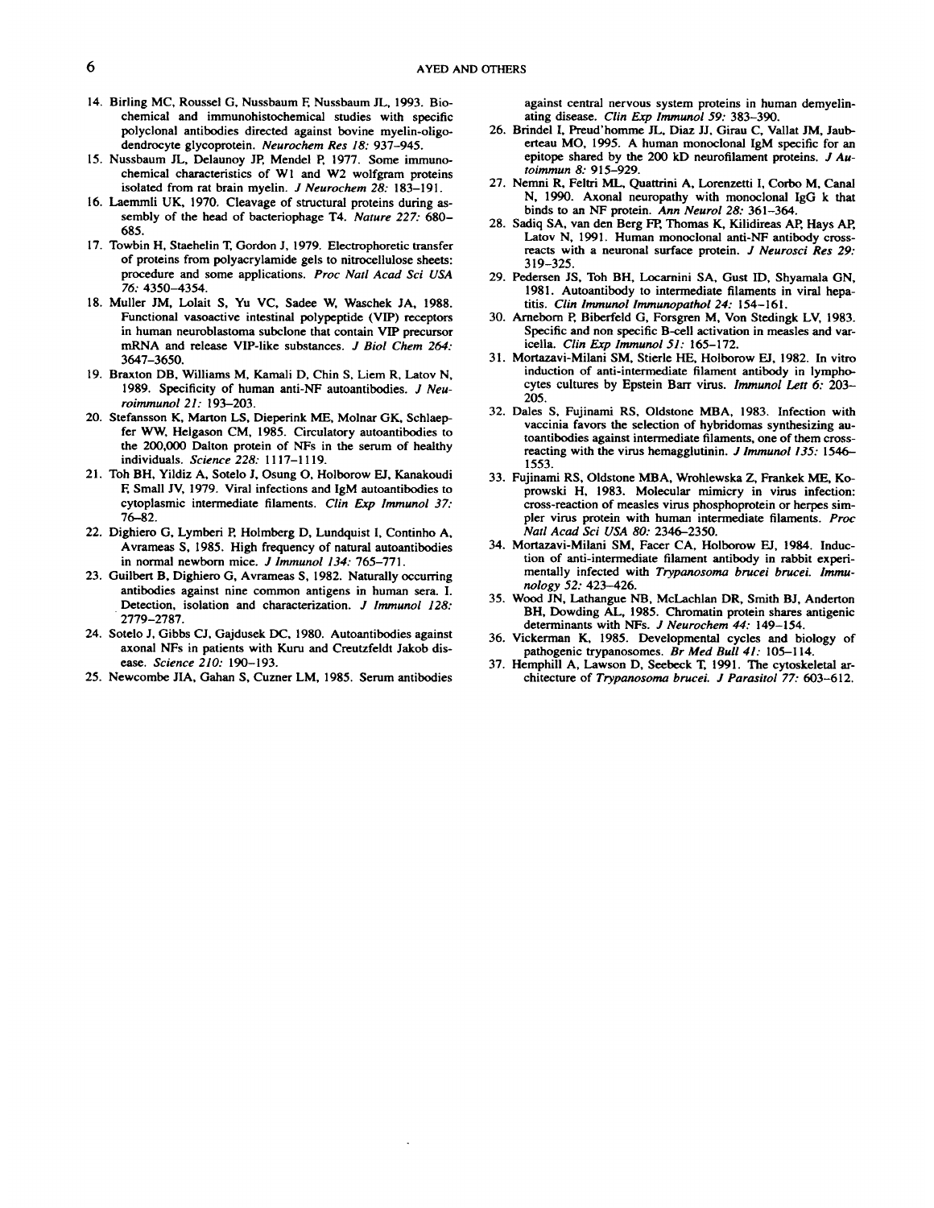14. Birling MC, Roussel G, Nussbaum F, Nussbaum JL, 1993. Biochemical and immunohistochemical studies with specific polyclonal antibodies directed against bovine myelin-oligodendrocyte glycoprotein. *Neurochem Res 18:* 937–945.
15. Nussbaum JL, Delaunoy JP, Mendel P, 1977. Some immunochemical characteristics of W1 and W2 wolfgram proteins isolated from rat brain myelin. *J Neurochem 28:* 183–191.
16. Laemmli UK, 1970. Cleavage of structural proteins during assembly of the head of bacteriophage T4. *Nature 227:* 680–685.
17. Towbin H, Staehelin T, Gordon J, 1979. Electrophoretic transfer of proteins from polyacrylamide gels to nitrocellulose sheets: procedure and some applications. *Proc Natl Acad Sci USA 76:* 4350–4354.
18. Muller JM, Lolait S, Yu VC, Sadee W, Waschek JA, 1988. Functional vasoactive intestinal polypeptide (VIP) receptors in human neuroblastoma subclone that contain VIP precursor mRNA and release VIP-like substances. *J Biol Chem 264:* 3647–3650.
19. Braxton DB, Williams M, Kamali D, Chin S, Liem R, Latov N, 1989. Specificity of human anti-NF autoantibodies. *J Neuroimmunol 21:* 193–203.
20. Stefansson K, Marton LS, Dieperink ME, Molnar GK, Schlaepfer WW, Helgason CM, 1985. Circulatory autoantibodies to the 200,000 Dalton protein of NFs in the serum of healthy individuals. *Science 228:* 1117–1119.
21. Toh BH, Yildiz A, Sotelo J, Osung O, Holborow EJ, Kanakoudi F, Small JV, 1979. Viral infections and IgM autoantibodies to cytoplasmic intermediate filaments. *Clin Exp Immunol 37:* 76–82.
22. Dighiero G, Lymberi P, Holmberg D, Lundquist I, Continho A, Avrameas S, 1985. High frequency of natural autoantibodies in normal newborn mice. *J Immunol 134:* 765–771.
23. Guilbert B, Dighiero G, Avrameas S, 1982. Naturally occurring antibodies against nine common antigens in human sera. I. Detection, isolation and characterization. *J Immunol 128:* 2779–2787.
24. Sotelo J, Gibbs CJ, Gajdusek DC, 1980. Autoantibodies against axonal NFs in patients with Kuru and Creutzfeldt Jakob disease. *Science 210:* 190–193.
25. Newcombe JIA, Gahan S, Cuzner LM, 1985. Serum antibodies against central nervous system proteins in human demyelinating disease. *Clin Exp Immunol 59:* 383–390.
26. Brindel I, Preud'homme JL, Diaz JJ, Girau C, Vallat JM, Jauberteau MO, 1995. A human monoclonal IgM specific for an epitope shared by the 200 kD neurofilament proteins. *J Autoimmun 8:* 915–929.
27. Nemni R, Feltri ML, Quattrini A, Lorenzetti I, Corbo M, Canal N, 1990. Axonal neuropathy with monoclonal IgG k that binds to an NF protein. *Ann Neurol 28:* 361–364.
28. Sadiq SA, van den Berg FP, Thomas K, Kilidireas AP, Hays AP, Latov N, 1991. Human monoclonal anti-NF antibody cross-reacts with a neuronal surface protein. *J Neurosci Res 29:* 319–325.
29. Pedersen JS, Toh BH, Locarnini SA, Gust ID, Shyamala GN, 1981. Autoantibody to intermediate filaments in viral hepatitis. *Clin Immunol Immunopathol 24:* 154–161.
30. Arneborn P, Biberfeld G, Forsgren M, Von Stedingk LV, 1983. Specific and non specific B-cell activation in measles and varicella. *Clin Exp Immunol 51:* 165–172.
31. Mortazavi-Milani SM, Stierle HE, Holborow EJ, 1982. In vitro induction of anti-intermediate filament antibody in lymphocytes cultures by Epstein Barr virus. *Immunol Lett 6:* 203–205.
32. Dales S, Fujinami RS, Oldstone MBA, 1983. Infection with vaccinia favors the selection of hybridomas synthesizing autoantibodies against intermediate filaments, one of them cross-reacting with the virus hemagglutinin. *J Immunol 135:* 1546–1553.
33. Fujinami RS, Oldstone MBA, Wrohlewska Z, Frankek ME, Koprowski H, 1983. Molecular mimicry in virus infection: cross-reaction of measles virus phosphoprotein or herpes simpler virus protein with human intermediate filaments. *Proc Natl Acad Sci USA 80:* 2346–2350.
34. Mortazavi-Milani SM, Facer CA, Holborow EJ, 1984. Induction of anti-intermediate filament antibody in rabbit experimentally infected with *Trypanosoma brucei brucei*. *Immunology 52:* 423–426.
35. Wood JN, Lathangue NB, McLachlan DR, Smith BJ, Anderton BH, Dowding AL, 1985. Chromatin protein shares antigenic determinants with NFs. *J Neurochem 44:* 149–154.
36. Vickerman K, 1985. Developmental cycles and biology of pathogenic trypanosomes. *Br Med Bull 41:* 105–114.
37. Hemphill A, Lawson D, Seebeck T, 1991. The cytoskeletal architecture of *Trypanosoma brucei*. *J Parasitol 77:* 603–612.